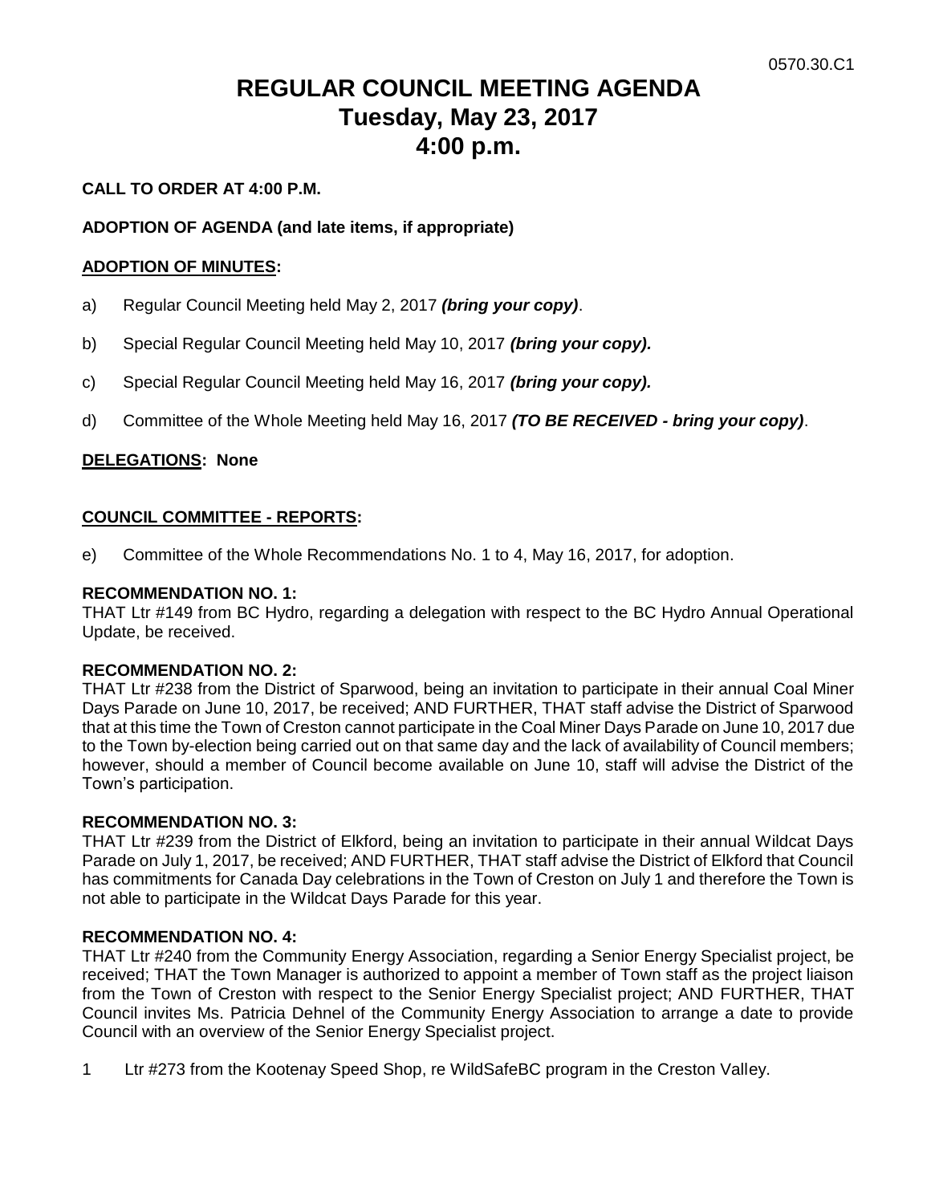0570.30.C1

# REGULAR COUNCIL MEETING AGENDA
# Tuesday, May 23, 2017
# 4:00 p.m.

**CALL TO ORDER AT 4:00 P.M.**

**ADOPTION OF AGENDA (and late items, if appropriate)**

**ADOPTION OF MINUTES:**

a) Regular Council Meeting held May 2, 2017 ***(bring your copy)***.

b) Special Regular Council Meeting held May 10, 2017 ***(bring your copy).***

c) Special Regular Council Meeting held May 16, 2017 ***(bring your copy).***

d) Committee of the Whole Meeting held May 16, 2017 ***(TO BE RECEIVED - bring your copy)***.

**DELEGATIONS: None**

**COUNCIL COMMITTEE - REPORTS:**

e) Committee of the Whole Recommendations No. 1 to 4, May 16, 2017, for adoption.

**RECOMMENDATION NO. 1:**
THAT Ltr #149 from BC Hydro, regarding a delegation with respect to the BC Hydro Annual Operational Update, be received.

**RECOMMENDATION NO. 2:**
THAT Ltr #238 from the District of Sparwood, being an invitation to participate in their annual Coal Miner Days Parade on June 10, 2017, be received; AND FURTHER, THAT staff advise the District of Sparwood that at this time the Town of Creston cannot participate in the Coal Miner Days Parade on June 10, 2017 due to the Town by-election being carried out on that same day and the lack of availability of Council members; however, should a member of Council become available on June 10, staff will advise the District of the Town's participation.

**RECOMMENDATION NO. 3:**
THAT Ltr #239 from the District of Elkford, being an invitation to participate in their annual Wildcat Days Parade on July 1, 2017, be received; AND FURTHER, THAT staff advise the District of Elkford that Council has commitments for Canada Day celebrations in the Town of Creston on July 1 and therefore the Town is not able to participate in the Wildcat Days Parade for this year.

**RECOMMENDATION NO. 4:**
THAT Ltr #240 from the Community Energy Association, regarding a Senior Energy Specialist project, be received; THAT the Town Manager is authorized to appoint a member of Town staff as the project liaison from the Town of Creston with respect to the Senior Energy Specialist project; AND FURTHER, THAT Council invites Ms. Patricia Dehnel of the Community Energy Association to arrange a date to provide Council with an overview of the Senior Energy Specialist project.

1 Ltr #273 from the Kootenay Speed Shop, re WildSafeBC program in the Creston Valley.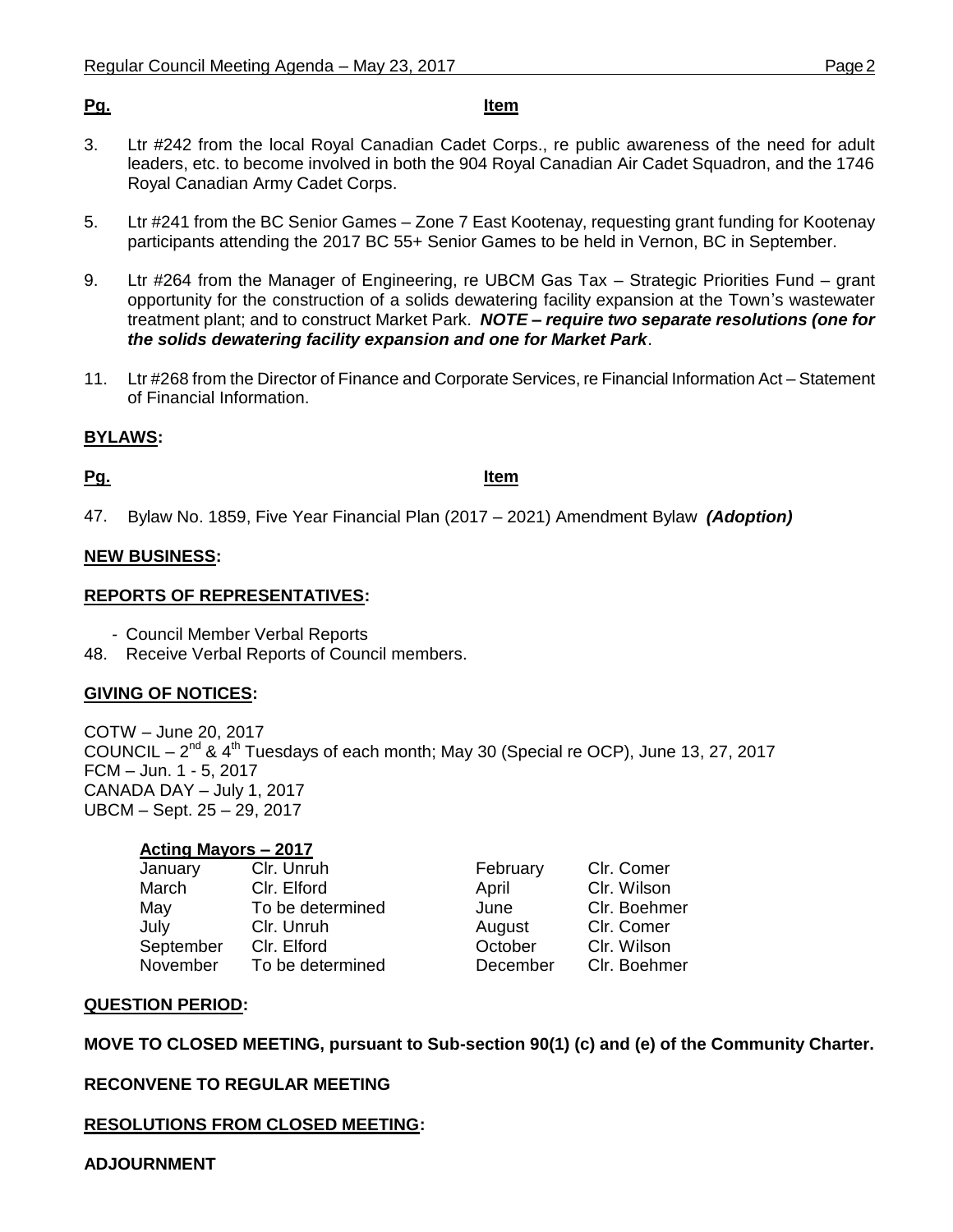| Pg. | Item |
|---|---|
| 3. | Ltr #242 from the local Royal Canadian Cadet Corps., re public awareness of the need for adult leaders, etc. to become involved in both the 904 Royal Canadian Air Cadet Squadron, and the 1746 Royal Canadian Army Cadet Corps. |
| 5. | Ltr #241 from the BC Senior Games – Zone 7 East Kootenay, requesting grant funding for Kootenay participants attending the 2017 BC 55+ Senior Games to be held in Vernon, BC in September. |
| 9. | Ltr #264 from the Manager of Engineering, re UBCM Gas Tax – Strategic Priorities Fund – grant opportunity for the construction of a solids dewatering facility expansion at the Town's wastewater treatment plant; and to construct Market Park. ***NOTE – require two separate resolutions (one for the solids dewatering facility expansion and one for Market Park***. |
| 11. | Ltr #268 from the Director of Finance and Corporate Services, re Financial Information Act – Statement of Financial Information. |

## BYLAWS:

| Pg. | Item |
|---|---|
| 47. | Bylaw No. 1859, Five Year Financial Plan (2017 – 2021) Amendment Bylaw ***(Adoption)*** |

## NEW BUSINESS:

## REPORTS OF REPRESENTATIVES:

- Council Member Verbal Reports

48. Receive Verbal Reports of Council members.

## GIVING OF NOTICES:

COTW – June 20, 2017
COUNCIL – 2nd & 4th Tuesdays of each month; May 30 (Special re OCP), June 13, 27, 2017
FCM – Jun. 1 - 5, 2017
CANADA DAY – July 1, 2017
UBCM – Sept. 25 – 29, 2017

**Acting Mayors – 2017**

| | | | |
|---|---|---|---|
| January | Clr. Unruh | February | Clr. Comer |
| March | Clr. Elford | April | Clr. Wilson |
| May | To be determined | June | Clr. Boehmer |
| July | Clr. Unruh | August | Clr. Comer |
| September | Clr. Elford | October | Clr. Wilson |
| November | To be determined | December | Clr. Boehmer |

## QUESTION PERIOD:

**MOVE TO CLOSED MEETING, pursuant to Sub-section 90(1) (c) and (e) of the Community Charter.**

**RECONVENE TO REGULAR MEETING**

## RESOLUTIONS FROM CLOSED MEETING:

**ADJOURNMENT**